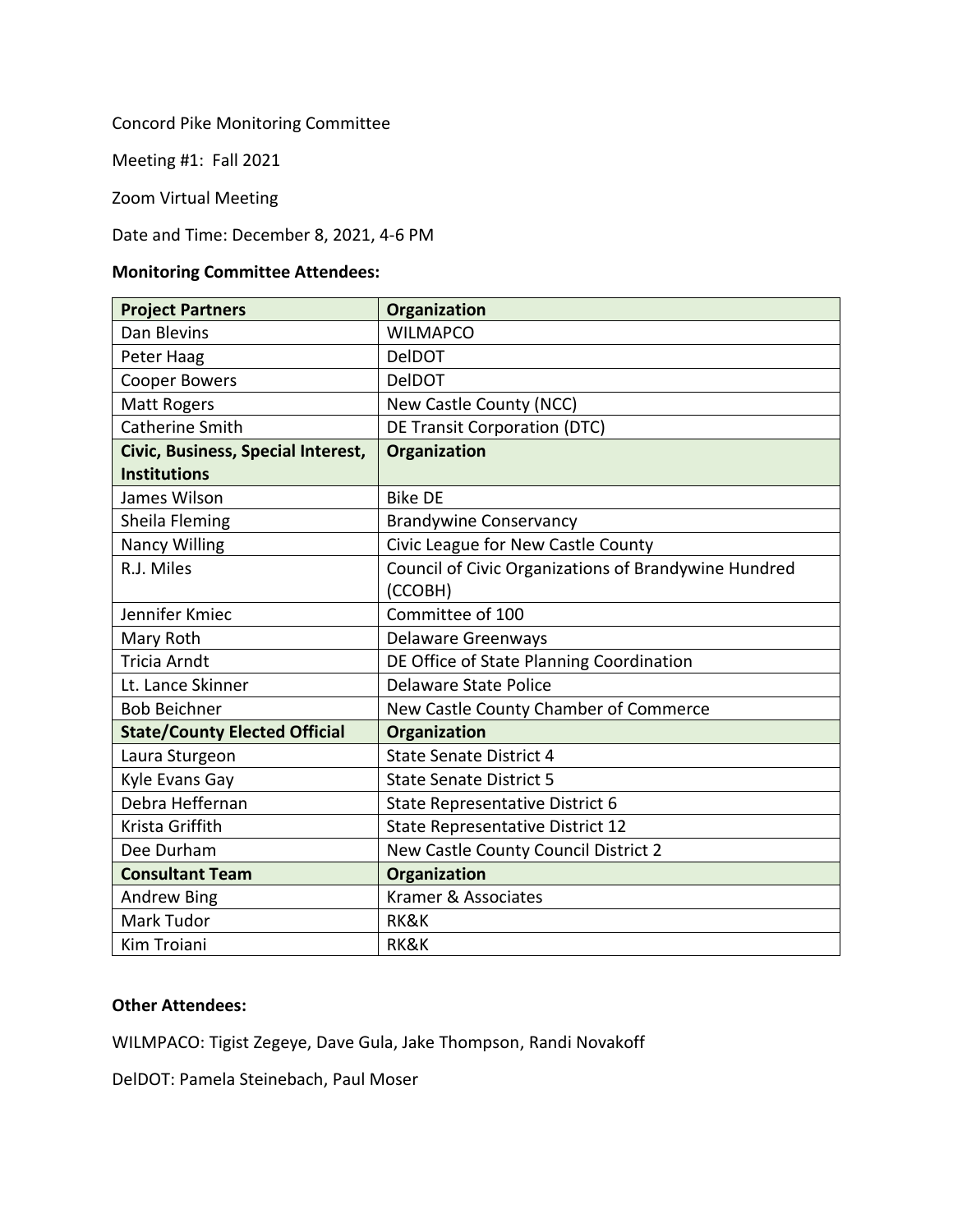Concord Pike Monitoring Committee

Meeting #1: Fall 2021

Zoom Virtual Meeting

Date and Time: December 8, 2021, 4-6 PM

**Monitoring Committee Attendees:**

| **Project Partners** | **Organization** |
|---|---|
| Dan Blevins | WILMAPCO |
| Peter Haag | DelDOT |
| Cooper Bowers | DelDOT |
| Matt Rogers | New Castle County (NCC) |
| Catherine Smith | DE Transit Corporation (DTC) |
| **Civic, Business, Special Interest, Institutions** | **Organization** |
| James Wilson | Bike DE |
| Sheila Fleming | Brandywine Conservancy |
| Nancy Willing | Civic League for New Castle County |
| R.J. Miles | Council of Civic Organizations of Brandywine Hundred (CCOBH) |
| Jennifer Kmiec | Committee of 100 |
| Mary Roth | Delaware Greenways |
| Tricia Arndt | DE Office of State Planning Coordination |
| Lt. Lance Skinner | Delaware State Police |
| Bob Beichner | New Castle County Chamber of Commerce |
| **State/County Elected Official** | **Organization** |
| Laura Sturgeon | State Senate District 4 |
| Kyle Evans Gay | State Senate District 5 |
| Debra Heffernan | State Representative District 6 |
| Krista Griffith | State Representative District 12 |
| Dee Durham | New Castle County Council District 2 |
| **Consultant Team** | **Organization** |
| Andrew Bing | Kramer & Associates |
| Mark Tudor | RK&K |
| Kim Troiani | RK&K |

**Other Attendees:**

WILMPACO: Tigist Zegeye, Dave Gula, Jake Thompson, Randi Novakoff

DelDOT: Pamela Steinebach, Paul Moser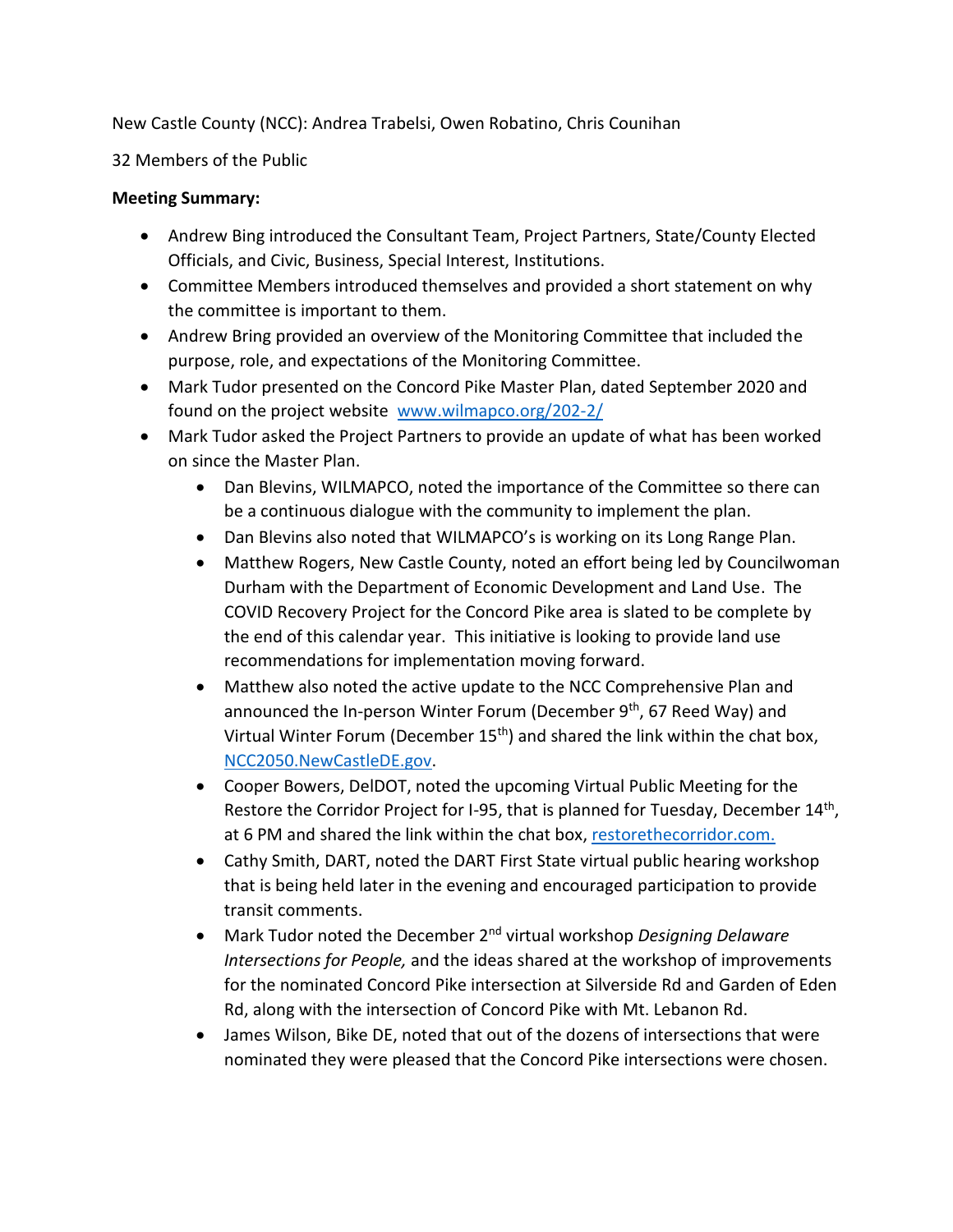New Castle County (NCC): Andrea Trabelsi, Owen Robatino, Chris Counihan

32 Members of the Public

**Meeting Summary:**

- Andrew Bing introduced the Consultant Team, Project Partners, State/County Elected Officials, and Civic, Business, Special Interest, Institutions.
- Committee Members introduced themselves and provided a short statement on why the committee is important to them.
- Andrew Bring provided an overview of the Monitoring Committee that included the purpose, role, and expectations of the Monitoring Committee.
- Mark Tudor presented on the Concord Pike Master Plan, dated September 2020 and found on the project website [www.wilmapco.org/202-2/](www.wilmapco.org/202-2/)
- Mark Tudor asked the Project Partners to provide an update of what has been worked on since the Master Plan.
  - Dan Blevins, WILMAPCO, noted the importance of the Committee so there can be a continuous dialogue with the community to implement the plan.
  - Dan Blevins also noted that WILMAPCO's is working on its Long Range Plan.
  - Matthew Rogers, New Castle County, noted an effort being led by Councilwoman Durham with the Department of Economic Development and Land Use. The COVID Recovery Project for the Concord Pike area is slated to be complete by the end of this calendar year. This initiative is looking to provide land use recommendations for implementation moving forward.
  - Matthew also noted the active update to the NCC Comprehensive Plan and announced the In-person Winter Forum (December 9th, 67 Reed Way) and Virtual Winter Forum (December 15th) and shared the link within the chat box, [NCC2050.NewCastleDE.gov](NCC2050.NewCastleDE.gov).
  - Cooper Bowers, DelDOT, noted the upcoming Virtual Public Meeting for the Restore the Corridor Project for I-95, that is planned for Tuesday, December 14th, at 6 PM and shared the link within the chat box, [restorethecorridor.com.](restorethecorridor.com)
  - Cathy Smith, DART, noted the DART First State virtual public hearing workshop that is being held later in the evening and encouraged participation to provide transit comments.
  - Mark Tudor noted the December 2nd virtual workshop *Designing Delaware Intersections for People,* and the ideas shared at the workshop of improvements for the nominated Concord Pike intersection at Silverside Rd and Garden of Eden Rd, along with the intersection of Concord Pike with Mt. Lebanon Rd.
  - James Wilson, Bike DE, noted that out of the dozens of intersections that were nominated they were pleased that the Concord Pike intersections were chosen.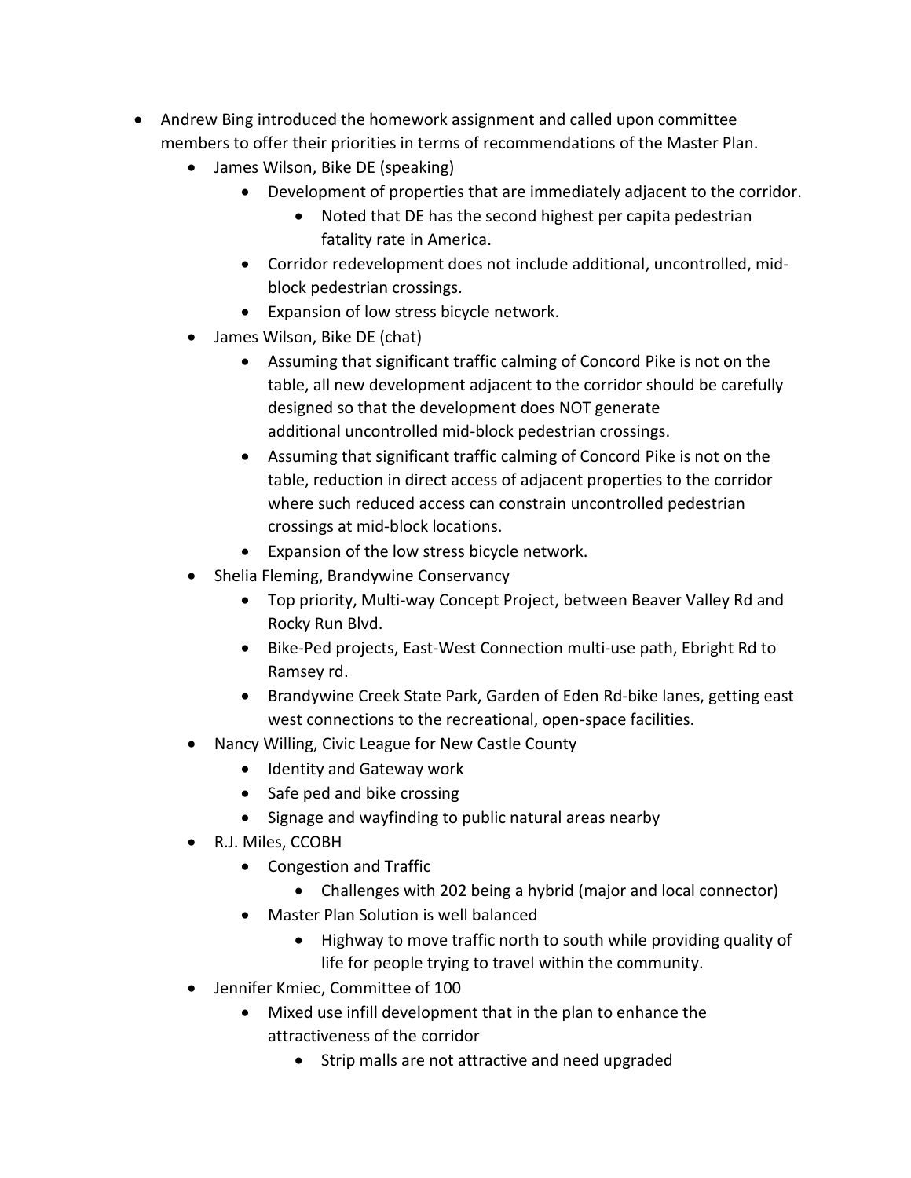- Andrew Bing introduced the homework assignment and called upon committee members to offer their priorities in terms of recommendations of the Master Plan.
    - James Wilson, Bike DE (speaking)
        - Development of properties that are immediately adjacent to the corridor.
            - Noted that DE has the second highest per capita pedestrian fatality rate in America.
        - Corridor redevelopment does not include additional, uncontrolled, mid-block pedestrian crossings.
        - Expansion of low stress bicycle network.
    - James Wilson, Bike DE (chat)
        - Assuming that significant traffic calming of Concord Pike is not on the table, all new development adjacent to the corridor should be carefully designed so that the development does NOT generate additional uncontrolled mid-block pedestrian crossings.
        - Assuming that significant traffic calming of Concord Pike is not on the table, reduction in direct access of adjacent properties to the corridor where such reduced access can constrain uncontrolled pedestrian crossings at mid-block locations.
        - Expansion of the low stress bicycle network.
    - Shelia Fleming, Brandywine Conservancy
        - Top priority, Multi-way Concept Project, between Beaver Valley Rd and Rocky Run Blvd.
        - Bike-Ped projects, East-West Connection multi-use path, Ebright Rd to Ramsey rd.
        - Brandywine Creek State Park, Garden of Eden Rd-bike lanes, getting east west connections to the recreational, open-space facilities.
    - Nancy Willing, Civic League for New Castle County
        - Identity and Gateway work
        - Safe ped and bike crossing
        - Signage and wayfinding to public natural areas nearby
    - R.J. Miles, CCOBH
        - Congestion and Traffic
            - Challenges with 202 being a hybrid (major and local connector)
        - Master Plan Solution is well balanced
            - Highway to move traffic north to south while providing quality of life for people trying to travel within the community.
    - Jennifer Kmiec, Committee of 100
        - Mixed use infill development that in the plan to enhance the attractiveness of the corridor
            - Strip malls are not attractive and need upgraded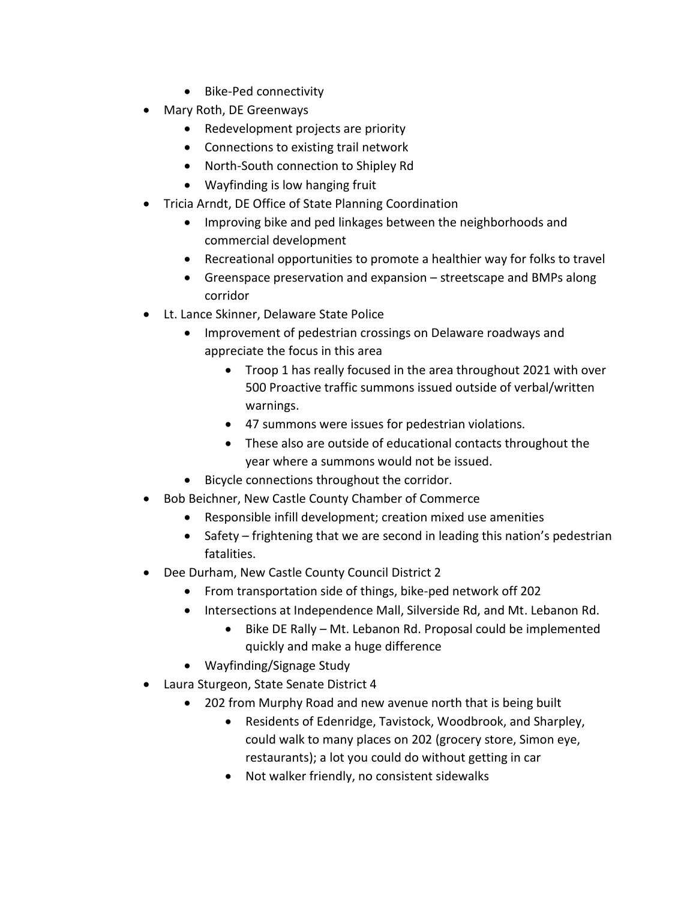- Bike-Ped connectivity
- Mary Roth, DE Greenways
    - Redevelopment projects are priority
    - Connections to existing trail network
    - North-South connection to Shipley Rd
    - Wayfinding is low hanging fruit
- Tricia Arndt, DE Office of State Planning Coordination
    - Improving bike and ped linkages between the neighborhoods and commercial development
    - Recreational opportunities to promote a healthier way for folks to travel
    - Greenspace preservation and expansion – streetscape and BMPs along corridor
- Lt. Lance Skinner, Delaware State Police
    - Improvement of pedestrian crossings on Delaware roadways and appreciate the focus in this area
        - Troop 1 has really focused in the area throughout 2021 with over 500 Proactive traffic summons issued outside of verbal/written warnings.
        - 47 summons were issues for pedestrian violations.
        - These also are outside of educational contacts throughout the year where a summons would not be issued.
    - Bicycle connections throughout the corridor.
- Bob Beichner, New Castle County Chamber of Commerce
    - Responsible infill development; creation mixed use amenities
    - Safety – frightening that we are second in leading this nation's pedestrian fatalities.
- Dee Durham, New Castle County Council District 2
    - From transportation side of things, bike-ped network off 202
    - Intersections at Independence Mall, Silverside Rd, and Mt. Lebanon Rd.
        - Bike DE Rally – Mt. Lebanon Rd. Proposal could be implemented quickly and make a huge difference
    - Wayfinding/Signage Study
- Laura Sturgeon, State Senate District 4
    - 202 from Murphy Road and new avenue north that is being built
        - Residents of Edenridge, Tavistock, Woodbrook, and Sharpley, could walk to many places on 202 (grocery store, Simon eye, restaurants); a lot you could do without getting in car
        - Not walker friendly, no consistent sidewalks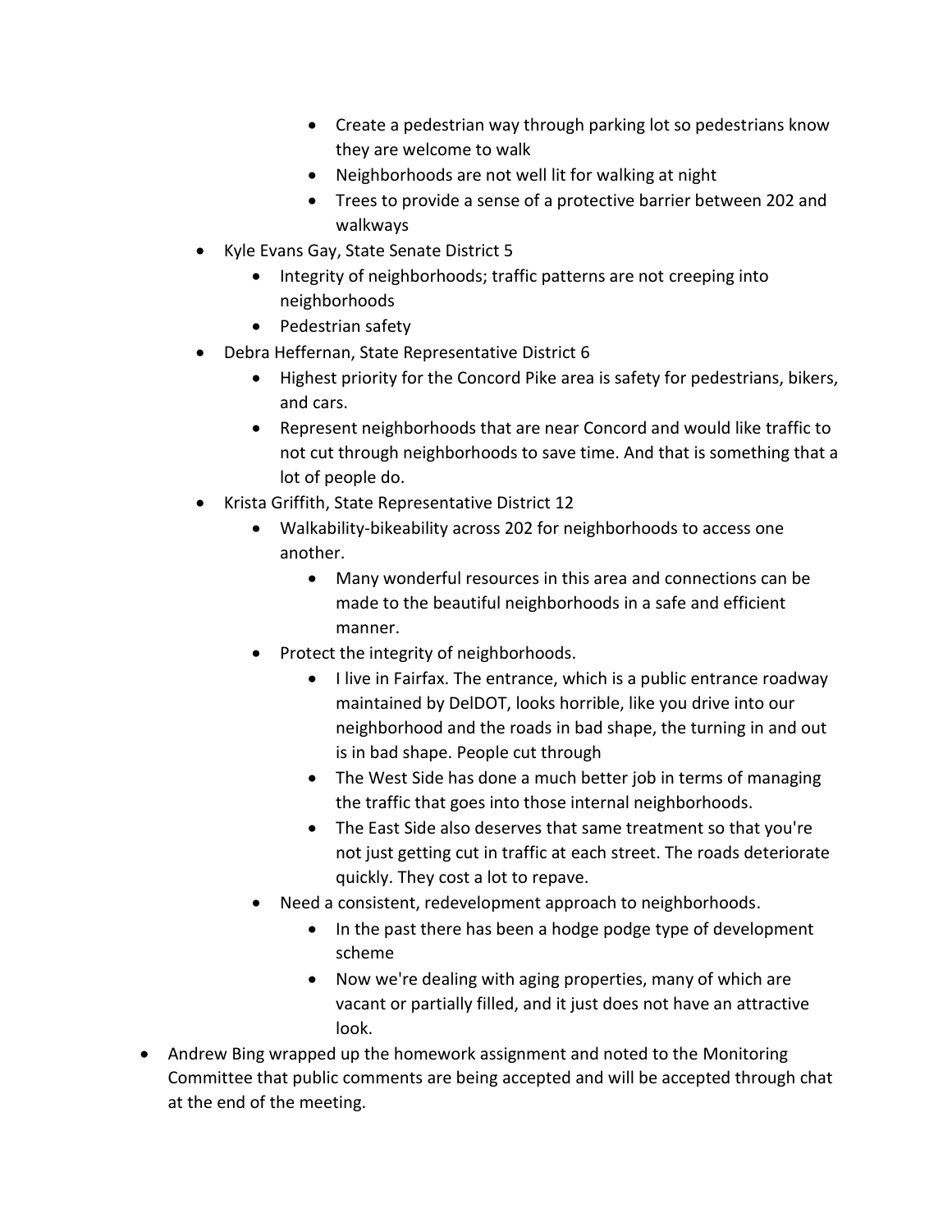- Create a pedestrian way through parking lot so pedestrians know they are welcome to walk
        - Neighborhoods are not well lit for walking at night
        - Trees to provide a sense of a protective barrier between 202 and walkways
    - Kyle Evans Gay, State Senate District 5
        - Integrity of neighborhoods; traffic patterns are not creeping into neighborhoods
        - Pedestrian safety
    - Debra Heffernan, State Representative District 6
        - Highest priority for the Concord Pike area is safety for pedestrians, bikers, and cars.
        - Represent neighborhoods that are near Concord and would like traffic to not cut through neighborhoods to save time. And that is something that a lot of people do.
    - Krista Griffith, State Representative District 12
        - Walkability-bikeability across 202 for neighborhoods to access one another.
            - Many wonderful resources in this area and connections can be made to the beautiful neighborhoods in a safe and efficient manner.
        - Protect the integrity of neighborhoods.
            - I live in Fairfax. The entrance, which is a public entrance roadway maintained by DelDOT, looks horrible, like you drive into our neighborhood and the roads in bad shape, the turning in and out is in bad shape. People cut through
            - The West Side has done a much better job in terms of managing the traffic that goes into those internal neighborhoods.
            - The East Side also deserves that same treatment so that you're not just getting cut in traffic at each street. The roads deteriorate quickly. They cost a lot to repave.
        - Need a consistent, redevelopment approach to neighborhoods.
            - In the past there has been a hodge podge type of development scheme
            - Now we're dealing with aging properties, many of which are vacant or partially filled, and it just does not have an attractive look.
- Andrew Bing wrapped up the homework assignment and noted to the Monitoring Committee that public comments are being accepted and will be accepted through chat at the end of the meeting.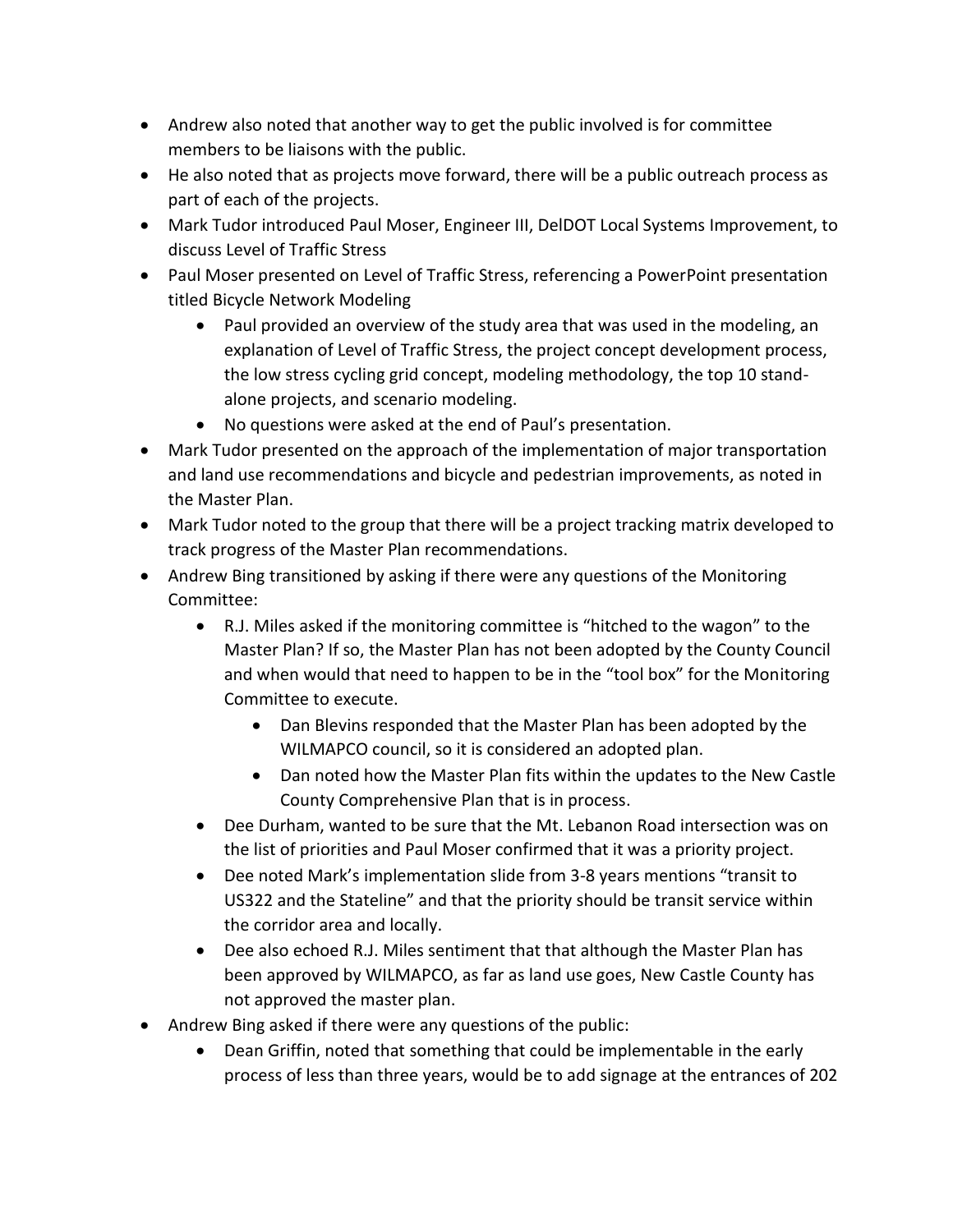- Andrew also noted that another way to get the public involved is for committee members to be liaisons with the public.
- He also noted that as projects move forward, there will be a public outreach process as part of each of the projects.
- Mark Tudor introduced Paul Moser, Engineer III, DelDOT Local Systems Improvement, to discuss Level of Traffic Stress
- Paul Moser presented on Level of Traffic Stress, referencing a PowerPoint presentation titled Bicycle Network Modeling
    - Paul provided an overview of the study area that was used in the modeling, an explanation of Level of Traffic Stress, the project concept development process, the low stress cycling grid concept, modeling methodology, the top 10 stand-alone projects, and scenario modeling.
    - No questions were asked at the end of Paul's presentation.
- Mark Tudor presented on the approach of the implementation of major transportation and land use recommendations and bicycle and pedestrian improvements, as noted in the Master Plan.
- Mark Tudor noted to the group that there will be a project tracking matrix developed to track progress of the Master Plan recommendations.
- Andrew Bing transitioned by asking if there were any questions of the Monitoring Committee:
    - R.J. Miles asked if the monitoring committee is "hitched to the wagon" to the Master Plan? If so, the Master Plan has not been adopted by the County Council and when would that need to happen to be in the "tool box" for the Monitoring Committee to execute.
        - Dan Blevins responded that the Master Plan has been adopted by the WILMAPCO council, so it is considered an adopted plan.
        - Dan noted how the Master Plan fits within the updates to the New Castle County Comprehensive Plan that is in process.
    - Dee Durham, wanted to be sure that the Mt. Lebanon Road intersection was on the list of priorities and Paul Moser confirmed that it was a priority project.
    - Dee noted Mark's implementation slide from 3-8 years mentions "transit to US322 and the Stateline" and that the priority should be transit service within the corridor area and locally.
    - Dee also echoed R.J. Miles sentiment that that although the Master Plan has been approved by WILMAPCO, as far as land use goes, New Castle County has not approved the master plan.
- Andrew Bing asked if there were any questions of the public:
    - Dean Griffin, noted that something that could be implementable in the early process of less than three years, would be to add signage at the entrances of 202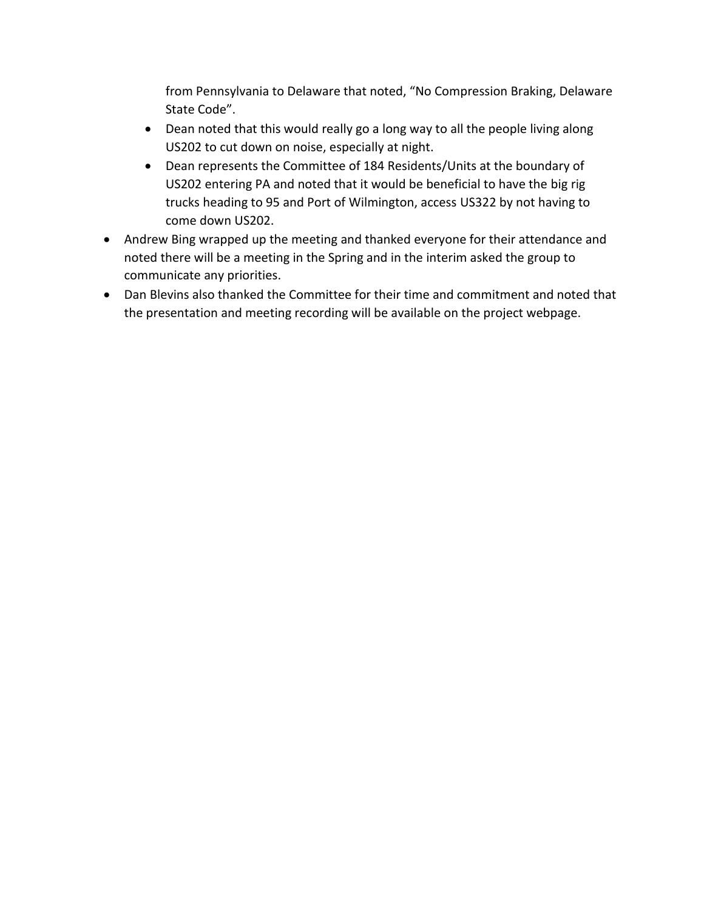from Pennsylvania to Delaware that noted, "No Compression Braking, Delaware State Code".

    - Dean noted that this would really go a long way to all the people living along US202 to cut down on noise, especially at night.
    - Dean represents the Committee of 184 Residents/Units at the boundary of US202 entering PA and noted that it would be beneficial to have the big rig trucks heading to 95 and Port of Wilmington, access US322 by not having to come down US202.

- Andrew Bing wrapped up the meeting and thanked everyone for their attendance and noted there will be a meeting in the Spring and in the interim asked the group to communicate any priorities.
- Dan Blevins also thanked the Committee for their time and commitment and noted that the presentation and meeting recording will be available on the project webpage.